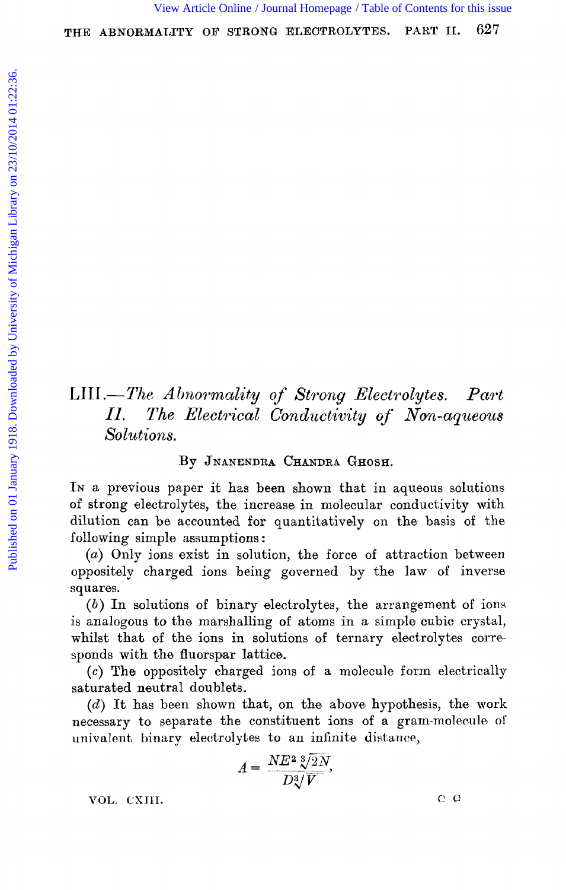# LIII.—*The Abnormality of Strong Electrolytes. Part II. The Electrical Conductivity of Non-aqueous Solutions.*

By Jnanendra Chandra Ghosh.

In a previous paper it has been shown that in aqueous solutions of strong electrolytes, the increase in molecular conductivity with dilution can be accounted for quantitatively on the basis of the following simple assumptions:

(*a*) Only ions exist in solution, the force of attraction between oppositely charged ions being governed by the law of inverse squares.

(*b*) In solutions of binary electrolytes, the arrangement of ions is analogous to the marshalling of atoms in a simple cubic crystal, whilst that of the ions in solutions of ternary electrolytes corresponds with the fluorspar lattice.

(*c*) The oppositely charged ions of a molecule form electrically saturated neutral doublets.

(*d*) It has been shown that, on the above hypothesis, the work necessary to separate the constituent ions of a gram-molecule of univalent binary electrolytes to an infinite distance,

$$A = \frac{NE^2\sqrt[3]{2N}}{D\sqrt[3]{V}},$$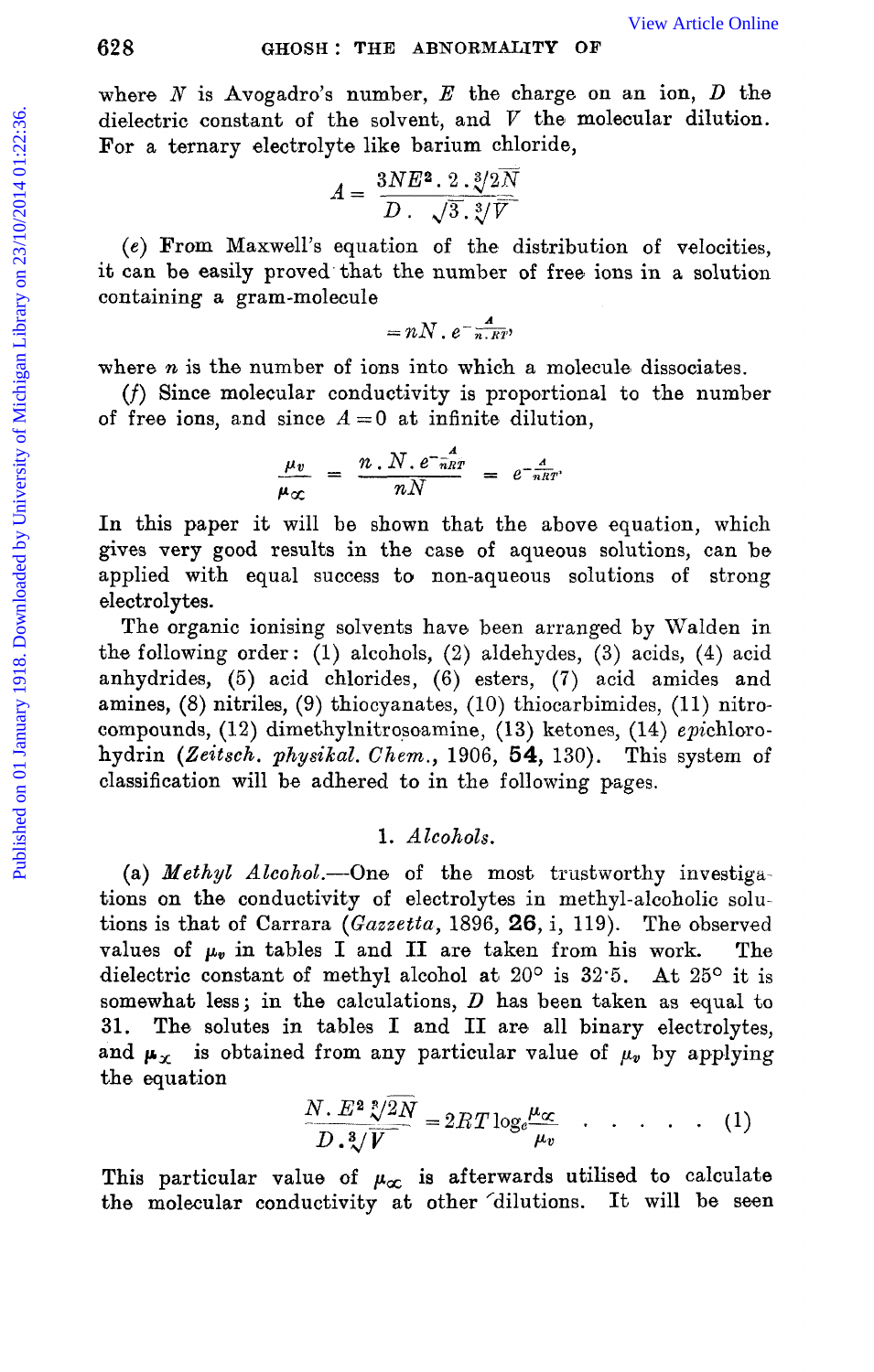where $N$ is Avogadro's number, $E$ the charge on an ion, $D$ the dielectric constant of the solvent, and $V$ the molecular dilution. For a ternary electrolyte like barium chloride,

$$A = \frac{3NE^2 . 2 . \sqrt[3]{2N}}{D . \sqrt{3} . \sqrt[3]{V}}$$

(*e*) From Maxwell's equation of the distribution of velocities, it can be easily proved that the number of free ions in a solution containing a gram-molecule

$$= nN . e^{-\frac{A}{n.RT}},$$

where $n$ is the number of ions into which a molecule dissociates.

(*f*) Since molecular conductivity is proportional to the number of free ions, and since $A = 0$ at infinite dilution,

$$\frac{\mu_v}{\mu_\infty} = \frac{n . N . e^{-\frac{A}{nRT}}}{nN} = e^{-\frac{A}{nRT}}.$$

In this paper it will be shown that the above equation, which gives very good results in the case of aqueous solutions, can be applied with equal success to non-aqueous solutions of strong electrolytes.

The organic ionising solvents have been arranged by Walden in the following order: (1) alcohols, (2) aldehydes, (3) acids, (4) acid anhydrides, (5) acid chlorides, (6) esters, (7) acid amides and amines, (8) nitriles, (9) thiocyanates, (10) thiocarbimides, (11) nitro-compounds, (12) dimethylnitrosoamine, (13) ketones, (14) *epi*chloro-hydrin (*Zeitsch. physikal. Chem.*, 1906, **54**, 130). This system of classification will be adhered to in the following pages.

## 1. *Alcohols.*

(a) *Methyl Alcohol.*—One of the most trustworthy investigations on the conductivity of electrolytes in methyl-alcoholic solutions is that of Carrara (*Gazzetta*, 1896, **26**, i, 119). The observed values of $\mu_v$ in tables I and II are taken from his work. The dielectric constant of methyl alcohol at 20° is 32·5. At 25° it is somewhat less; in the calculations, $D$ has been taken as equal to 31. The solutes in tables I and II are all binary electrolytes, and $\mu_\infty$ is obtained from any particular value of $\mu_v$ by applying the equation

$$\frac{N . E^2 \sqrt[3]{2N}}{D . \sqrt[3]{V}} = 2RT \log_e \frac{\mu_\infty}{\mu_v} \quad . \quad . \quad . \quad . \quad . \quad (1)$$

This particular value of $\mu_\infty$ is afterwards utilised to calculate the molecular conductivity at other dilutions. It will be seen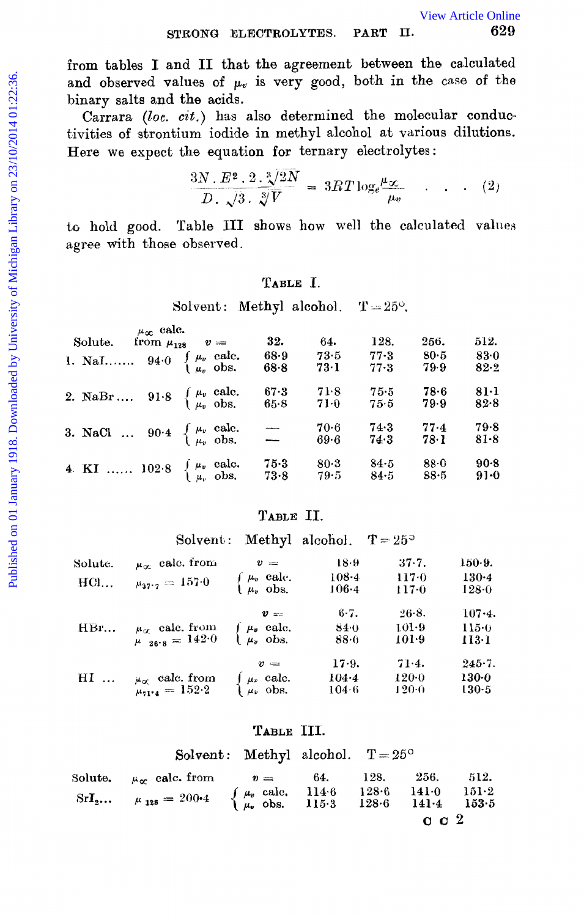from tables I and II that the agreement between the calculated and observed values of $\mu_v$ is very good, both in the case of the binary salts and the acids.

Carrara (*loc. cit.*) has also determined the molecular conductivities of strontium iodide in methyl alcohol at various dilutions. Here we expect the equation for ternary electrolytes:

$$\frac{3N \cdot E^2 \cdot 2 \cdot \sqrt[3]{2N}}{D \cdot \sqrt{3} \cdot \sqrt[3]{V}} = 3RT \log_e \frac{\mu_\infty}{\mu_v} \quad . \quad . \quad . \quad (2)$$

to hold good. Table III shows how well the calculated values agree with those observed.

TABLE I.

Solvent: Methyl alcohol. T = 25°.

| Solute. | $\mu_\infty$ calc. from $\mu_{128}$ | $v =$ | 32. | 64. | 128. | 256. | 512. |
|---|---|---|---|---|---|---|---|
| 1. NaI...... | 94·0 | $\mu_v$ calc. | 68·9 | 73·5 | 77·3 | 80·5 | 83·0 |
| | | $\mu_v$ obs. | 68·8 | 73·1 | 77·3 | 79·9 | 82·2 |
| 2. NaBr.... | 91·8 | $\mu_v$ calc. | 67·3 | 71·8 | 75·5 | 78·6 | 81·1 |
| | | $\mu_v$ obs. | 65·8 | 71·0 | 75·5 | 79·9 | 82·8 |
| 3. NaCl ... | 90·4 | $\mu_v$ calc. | — | 70·6 | 74·3 | 77·4 | 79·8 |
| | | $\mu_v$ obs. | — | 69·6 | 74·3 | 78·1 | 81·8 |
| 4. KI ...... | 102·8 | $\mu_v$ calc. | 75·3 | 80·3 | 84·5 | 88·0 | 90·8 |
| | | $\mu_v$ obs. | 73·8 | 79·5 | 84·5 | 88·5 | 91·0 |

TABLE II.

Solvent: Methyl alcohol. T = 25°

| Solute. | $\mu_\infty$ calc. from | $v =$ | 18·9 | 37·7. | 150·9. |
|---|---|---|---|---|---|
| HCl... | $\mu_{37\cdot7} = 157\cdot0$ | $\mu_v$ calc. | 108·4 | 117·0 | 130·4 |
| | | $\mu_v$ obs. | 106·4 | 117·0 | 128·0 |
| | | $v =$ | 6·7. | 26·8. | 107·4. |
| HBr... | $\mu_\infty$ calc. from $\mu_{26\cdot8} = 142\cdot0$ | $\mu_v$ calc. | 84·0 | 101·9 | 115·0 |
| | | $\mu_v$ obs. | 88·0 | 101·9 | 113·1 |
| | | $v =$ | 17·9. | 71·4. | 245·7. |
| HI ... | $\mu_\infty$ calc. from $\mu_{71\cdot4} = 152\cdot2$ | $\mu_v$ calc. | 104·4 | 120·0 | 130·0 |
| | | $\mu_v$ obs. | 104·6 | 120·0 | 130·5 |

TABLE III.

Solvent: Methyl alcohol. T = 25°

| Solute. | $\mu_\infty$ calc. from | $v =$ | 64. | 128. | 256. | 512. |
|---|---|---|---|---|---|---|
| $SrI_2$... | $\mu_{128} = 200\cdot4$ | $\mu_v$ calc. | 114·6 | 128·6 | 141·0 | 151·2 |
| | | $\mu_v$ obs. | 115·3 | 128·6 | 141·4 | 153·5 |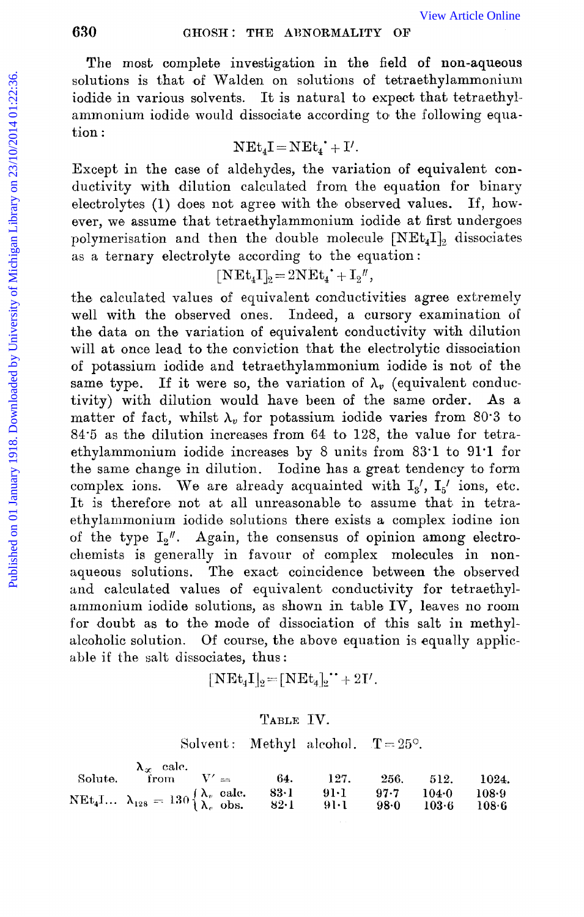The most complete investigation in the field of non-aqueous solutions is that of Walden on solutions of tetraethylammonium iodide in various solvents. It is natural to expect that tetraethylammonium iodide would dissociate according to the following equation:

$$NEt_4I = NEt_4^{\cdot} + I'.$$

Except in the case of aldehydes, the variation of equivalent conductivity with dilution calculated from the equation for binary electrolytes (1) does not agree with the observed values. If, however, we assume that tetraethylammonium iodide at first undergoes polymerisation and then the double molecule $[NEt_4I]_2$ dissociates as a ternary electrolyte according to the equation:

$$[NEt_4I]_2 = 2NEt_4^{\cdot} + I_2'',$$

the calculated values of equivalent conductivities agree extremely well with the observed ones. Indeed, a cursory examination of the data on the variation of equivalent conductivity with dilution will at once lead to the conviction that the electrolytic dissociation of potassium iodide and tetraethylammonium iodide is not of the same type. If it were so, the variation of $\lambda_v$ (equivalent conductivity) with dilution would have been of the same order. As a matter of fact, whilst $\lambda_v$ for potassium iodide varies from 80·3 to 84·5 as the dilution increases from 64 to 128, the value for tetraethylammonium iodide increases by 8 units from 83·1 to 91·1 for the same change in dilution. Iodine has a great tendency to form complex ions. We are already acquainted with $I_3'$, $I_5'$ ions, etc. It is therefore not at all unreasonable to assume that in tetraethylammonium iodide solutions there exists a complex iodine ion of the type $I_2''$. Again, the consensus of opinion among electrochemists is generally in favour of complex molecules in non-aqueous solutions. The exact coincidence between the observed and calculated values of equivalent conductivity for tetraethylammonium iodide solutions, as shown in table IV, leaves no room for doubt as to the mode of dissociation of this salt in methylalcoholic solution. Of course, the above equation is equally applicable if the salt dissociates, thus:

$$[NEt_4I]_2 = [NEt_4]_2^{\cdot\cdot} + 2I'.$$

TABLE IV.

Solvent: Methyl alcohol. T = 25°.

| Solute. | $\lambda_\infty$ calc. from | V' = | 64. | 127. | 256. | 512. | 1024. |
|---|---|---|---|---|---|---|---|
| $NEt_4I$... | $\lambda_{128}$ = 130 | $\lambda_v$ calc. | 83·1 | 91·1 | 97·7 | 104·0 | 108·9 |
| | | $\lambda_v$ obs. | 82·1 | 91·1 | 98·0 | 103·6 | 108·6 |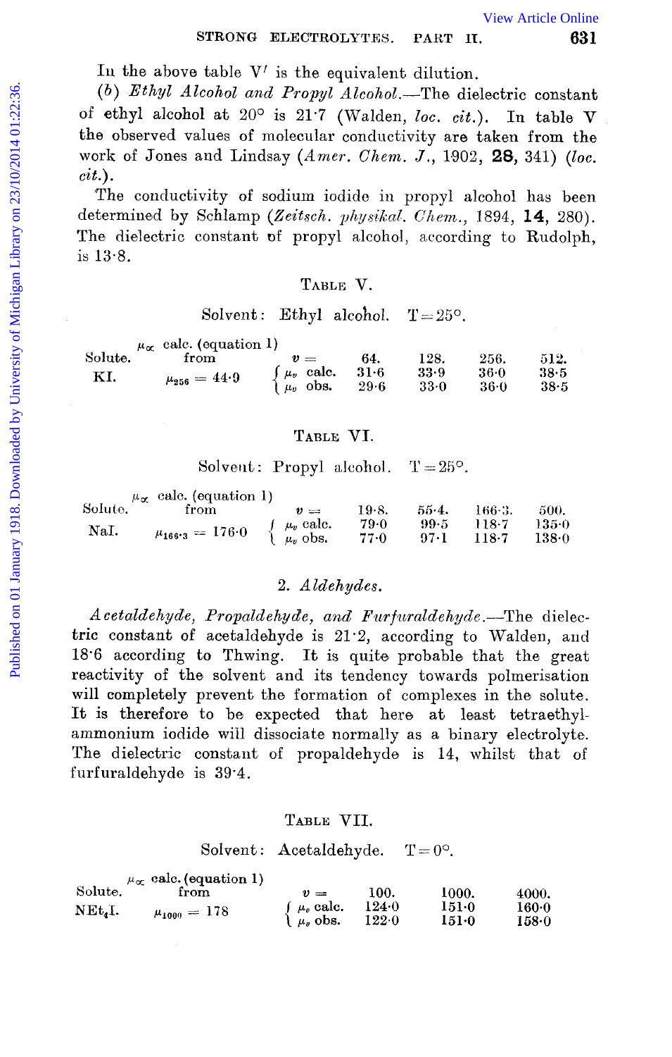In the above table V′ is the equivalent dilution.

(*b*) *Ethyl Alcohol and Propyl Alcohol.*—The dielectric constant of ethyl alcohol at 20° is 21·7 (Walden, *loc. cit.*). In table V the observed values of molecular conductivity are taken from the work of Jones and Lindsay (*Amer. Chem. J.*, 1902, **28**, 341) (*loc. cit.*).

The conductivity of sodium iodide in propyl alcohol has been determined by Schlamp (*Zeitsch. physikal. Chem.*, 1894, **14**, 280). The dielectric constant of propyl alcohol, according to Rudolph, is 13·8.

TABLE V.

Solvent: Ethyl alcohol. T = 25°.

| Solute. | $\mu_\infty$ calc. (equation 1) from | $v$ = | 64. | 128. | 256. | 512. |
|---|---|---|---|---|---|---|
| KI. | $\mu_{256}$ = 44·9 | $\mu_v$ calc. | 31·6 | 33·9 | 36·0 | 38·5 |
| | | $\mu_v$ obs. | 29·6 | 33·0 | 36·0 | 38·5 |

TABLE VI.

Solvent: Propyl alcohol. T = 25°.

| Solute. | $\mu_\infty$ calc. (equation 1) from | $v$ = | 19·8. | 55·4. | 166·3. | 500. |
|---|---|---|---|---|---|---|
| NaI. | $\mu_{166·3}$ = 176·0 | $\mu_v$ calc. | 79·0 | 99·5 | 118·7 | 135·0 |
| | | $\mu_v$ obs. | 77·0 | 97·1 | 118·7 | 138·0 |

## 2. *Aldehydes.*

*Acetaldehyde, Propaldehyde, and Furfuraldehyde.*—The dielectric constant of acetaldehyde is 21·2, according to Walden, and 18·6 according to Thwing. It is quite probable that the great reactivity of the solvent and its tendency towards polmerisation will completely prevent the formation of complexes in the solute. It is therefore to be expected that here at least tetraethylammonium iodide will dissociate normally as a binary electrolyte. The dielectric constant of propaldehyde is 14, whilst that of furfuraldehyde is 39·4.

TABLE VII.

Solvent: Acetaldehyde. T = 0°.

| Solute. | $\mu_\infty$ calc. (equation 1) from | $v$ = | 100. | 1000. | 4000. |
|---|---|---|---|---|---|
| $NEt_4I$. | $\mu_{1000}$ = 178 | $\mu_v$ calc. | 124·0 | 151·0 | 160·0 |
| | | $\mu_v$ obs. | 122·0 | 151·0 | 158·0 |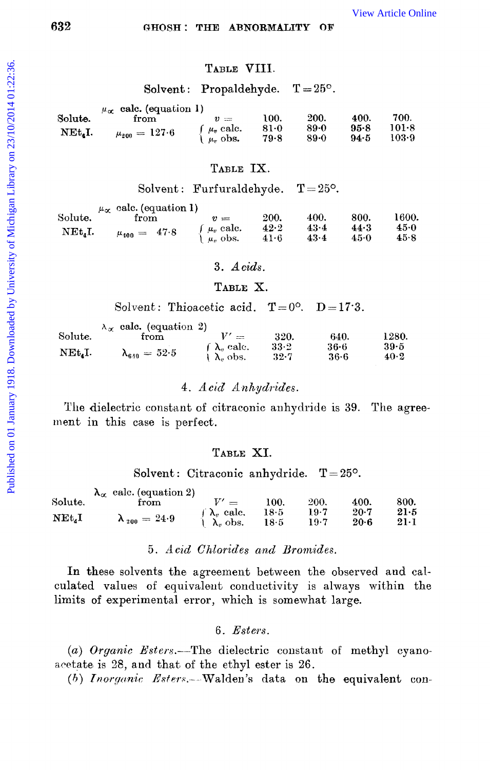### Table VIII.

Solvent: Propaldehyde. T = 25°.

| Solute. | $\mu_\infty$ calc. (equation 1) from | $v =$ | 100. | 200. | 400. | 700. |
|---|---|---|---|---|---|---|
| $NEt_4I$. | $\mu_{200} = 127 \cdot 6$ | $\mu_v$ calc. | 81·0 | 89·0 | 95·8 | 101·8 |
| | | $\mu_v$ obs. | 79·8 | 89·0 | 94·5 | 103·9 |

### Table IX.

Solvent: Furfuraldehyde. T = 25°.

| Solute. | $\mu_\infty$ calc. (equation 1) from | $v =$ | 200. | 400. | 800. | 1600. |
|---|---|---|---|---|---|---|
| $NEt_4I$. | $\mu_{400} = 47 \cdot 8$ | $\mu_v$ calc. | 42·2 | 43·4 | 44·3 | 45·0 |
| | | $\mu_v$ obs. | 41·6 | 43·4 | 45·0 | 45·8 |

## 3. *Acids.*

### Table X.

Solvent: Thioacetic acid. T = 0°. D = 17·3.

| Solute. | $\lambda_\infty$ calc. (equation 2) from | $V' =$ | 320. | 640. | 1280. |
|---|---|---|---|---|---|
| $NEt_4I$. | $\lambda_{640} = 52 \cdot 5$ | $\lambda_v$ calc. | 33·2 | 36·6 | 39·5 |
| | | $\lambda_v$ obs. | 32·7 | 36·6 | 40·2 |

## 4. *Acid Anhydrides.*

The dielectric constant of citraconic anhydride is 39. The agreement in this case is perfect.

### Table XI.

Solvent: Citraconic anhydride. T = 25°.

| Solute. | $\lambda_\infty$ calc. (equation 2) from | $V' =$ | 100. | 200. | 400. | 800. |
|---|---|---|---|---|---|---|
| $NEt_4I$ | $\lambda_{200} = 24 \cdot 9$ | $\lambda_v$ calc. | 18·5 | 19·7 | 20·7 | 21·5 |
| | | $\lambda_v$ obs. | 18·5 | 19·7 | 20·6 | 21·1 |

## 5. *Acid Chlorides and Bromides.*

In these solvents the agreement between the observed and calculated values of equivalent conductivity is always within the limits of experimental error, which is somewhat large.

## 6. *Esters.*

(*a*) *Organic Esters.*—The dielectric constant of methyl cyanoacetate is 28, and that of the ethyl ester is 26.

(*b*) *Inorganic Esters.*—Walden's data on the equivalent con-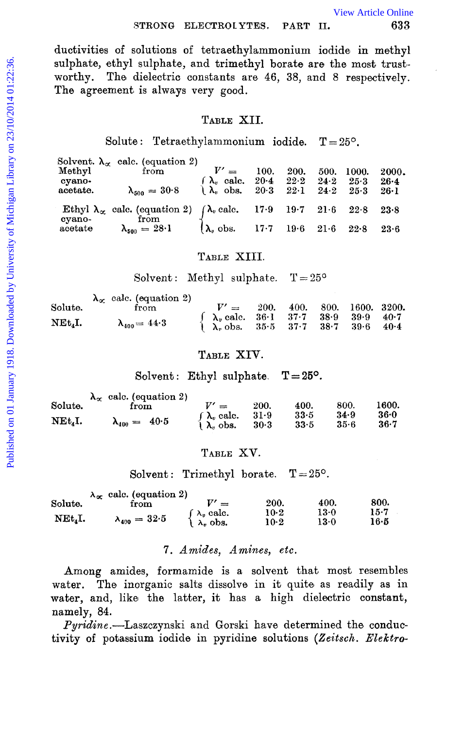ductivities of solutions of tetraethylammonium iodide in methyl sulphate, ethyl sulphate, and trimethyl borate are the most trustworthy. The dielectric constants are 46, 38, and 8 respectively. The agreement is always very good.

### Table XII.

Solute: Tetraethylammonium iodide. T = 25°.

| Solvent. | $\lambda_\infty$ calc. (equation 2) from | $V'$ = | 100. | 200. | 500. | 1000. | 2000. |
|---|---|---|---|---|---|---|---|
| Methyl cyano-acetate. | $\lambda_{500}$ = 30·8 | $\lambda_v$ calc. | 20·4 | 22·2 | 24·2 | 25·3 | 26·4 |
| | | $\lambda_v$ obs. | 20·3 | 22·1 | 24·2 | 25·3 | 26·1 |
| Ethyl cyano-acetate | $\lambda_{500}$ = 28·1 | $\lambda_v$ calc. | 17·9 | 19·7 | 21·6 | 22·8 | 23·8 |
| | | $\lambda_v$ obs. | 17·7 | 19·6 | 21·6 | 22·8 | 23·6 |

### Table XIII.

Solvent: Methyl sulphate. T = 25°

| Solute. | $\lambda_\infty$ calc. (equation 2) from | $V'$ = | 200. | 400. | 800. | 1600. | 3200. |
|---|---|---|---|---|---|---|---|
| $NEt_4I$. | $\lambda_{400}$ = 44·3 | $\lambda_v$ calc. | 36·1 | 37·7 | 38·9 | 39·9 | 40·7 |
| | | $\lambda_v$ obs. | 35·5 | 37·7 | 38·7 | 39·6 | 40·4 |

### Table XIV.

Solvent: Ethyl sulphate. T = 25°.

| Solute. | $\lambda_\infty$ calc. (equation 2) from | $V'$ = | 200. | 400. | 800. | 1600. |
|---|---|---|---|---|---|---|
| $NEt_4I$. | $\lambda_{400}$ = 40·5 | $\lambda_v$ calc. | 31·9 | 33·5 | 34·9 | 36·0 |
| | | $\lambda_v$ obs. | 30·3 | 33·5 | 35·6 | 36·7 |

### Table XV.

Solvent: Trimethyl borate. T = 25°.

| Solute. | $\lambda_\infty$ calc. (equation 2) from | $V'$ = | 200. | 400. | 800. |
|---|---|---|---|---|---|
| $NEt_4I$. | $\lambda_{400}$ = 32·5 | $\lambda_v$ calc. | 10·2 | 13·0 | 15·7 |
| | | $\lambda_v$ obs. | 10·2 | 13·0 | 16·5 |

### 7. *Amides, Amines, etc.*

Among amides, formamide is a solvent that most resembles water. The inorganic salts dissolve in it quite as readily as in water, and, like the latter, it has a high dielectric constant, namely, 84.

*Pyridine.*—Laszczynski and Gorski have determined the conductivity of potassium iodide in pyridine solutions (*Zeitsch. Elektro-*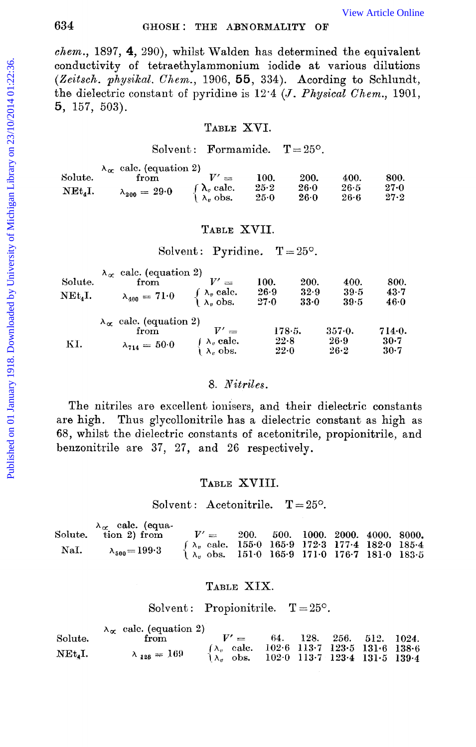*chem.*, 1897, **4**, 290), whilst Walden has determined the equivalent conductivity of tetraethylammonium iodide at various dilutions (*Zeitsch. physikal. Chem.*, 1906, **55**, 334). Acording to Schlundt, the dielectric constant of pyridine is 12·4 (*J. Physical Chem.*, 1901, **5**, 157, 503).

TABLE XVI.

Solvent: Formamide. T = 25°.

| Solute. | $\lambda_\infty$ calc. (equation 2) from | $V'$ = | 100. | 200. | 400. | 800. |
|---|---|---|---|---|---|---|
| $NEt_4I$. | $\lambda_{200}$ = 29·0 | $\lambda_v$ calc. | 25·2 | 26·0 | 26·5 | 27·0 |
| | | $\lambda_v$ obs. | 25·0 | 26·0 | 26·6 | 27·2 |

TABLE XVII.

Solvent: Pyridine. T = 25°.

| Solute. | $\lambda_\infty$ calc. (equation 2) from | $V'$ = | 100. | 200. | 400. | 800. |
|---|---|---|---|---|---|---|
| $NEt_4I$. | $\lambda_{400}$ = 71·0 | $\lambda_v$ calc. | 26·9 | 32·9 | 39·5 | 43·7 |
| | | $\lambda_v$ obs. | 27·0 | 33·0 | 39·5 | 46·0 |

| Solute. | $\lambda_\infty$ calc. (equation 2) from | $V'$ = | 178·5. | 357·0. | 714·0. |
|---|---|---|---|---|---|
| KI. | $\lambda_{714}$ = 50·0 | $\lambda_v$ calc. | 22·8 | 26·9 | 30·7 |
| | | $\lambda_v$ obs. | 22·0 | 26·2 | 30·7 |

### 8. *Nitriles.*

The nitriles are excellent ionisers, and their dielectric constants are high. Thus glycollonitrile has a dielectric constant as high as 68, whilst the dielectric constants of acetonitrile, propionitrile, and benzonitrile are 37, 27, and 26 respectively.

TABLE XVIII.

Solvent: Acetonitrile. T = 25°.

| Solute. | $\lambda_\infty$ calc. (equation 2) from | $V'$ = | 200. | 500. | 1000. | 2000. | 4000. | 8000. |
|---|---|---|---|---|---|---|---|---|
| NaI. | $\lambda_{500}$ = 199·3 | $\lambda_v$ calc. | 155·0 | 165·9 | 172·3 | 177·4 | 182·0 | 185·4 |
| | | $\lambda_v$ obs. | 151·0 | 165·9 | 171·0 | 176·7 | 181·0 | 183·5 |

TABLE XIX.

Solvent: Propionitrile. T = 25°.

| Solute. | $\lambda_\infty$ calc. (equation 2) from | $V'$ = | 64. | 128. | 256. | 512. | 1024. |
|---|---|---|---|---|---|---|---|
| $NEt_4I$. | $\lambda_{128}$ = 169 | $\lambda_v$ calc. | 102·6 | 113·7 | 123·5 | 131·6 | 138·6 |
| | | $\lambda_v$ obs. | 102·0 | 113·7 | 123·4 | 131·5 | 139·4 |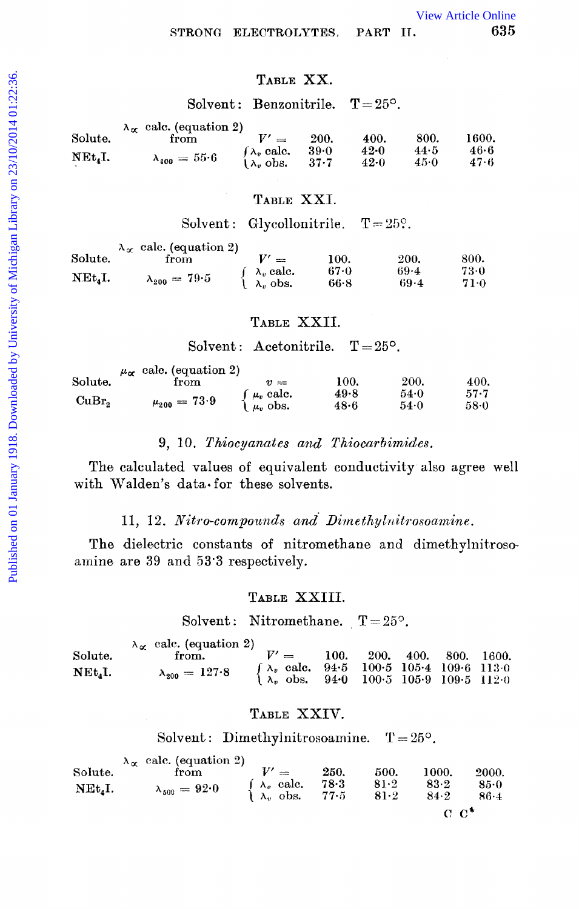### Table XX.

Solvent: Benzonitrile. T = 25°.

| Solute. | $\lambda_\infty$ calc. (equation 2) from | $V'$ = | 200. | 400. | 800. | 1600. |
|---|---|---|---|---|---|---|
| $NEt_4I$. | $\lambda_{400} = 55 \cdot 6$ | $\lambda_v$ calc. | 39·0 | 42·0 | 44·5 | 46·6 |
| | | $\lambda_v$ obs. | 37·7 | 42·0 | 45·0 | 47·6 |

### Table XXI.

Solvent: Glycollonitrile. T = 25°.

| Solute. | $\lambda_\infty$ calc. (equation 2) from | $V'$ = | 100. | 200. | 800. |
|---|---|---|---|---|---|
| $NEt_4I$. | $\lambda_{200} = 79 \cdot 5$ | $\lambda_v$ calc. | 67·0 | 69·4 | 73·0 |
| | | $\lambda_v$ obs. | 66·8 | 69·4 | 71·0 |

### Table XXII.

Solvent: Acetonitrile. T = 25°.

| Solute. | $\mu_\infty$ calc. (equation 2) from | $v$ = | 100. | 200. | 400. |
|---|---|---|---|---|---|
| $CuBr_2$ | $\mu_{200} = 73 \cdot 9$ | $\mu_v$ calc. | 49·8 | 54·0 | 57·7 |
| | | $\mu_v$ obs. | 48·6 | 54·0 | 58·0 |

### 9, 10. *Thiocyanates and Thiocarbimides.*

The calculated values of equivalent conductivity also agree well with Walden's data for these solvents.

### 11, 12. *Nitro-compounds and Dimethylnitrosoamine.*

The dielectric constants of nitromethane and dimethylnitrosoamine are 39 and 53·3 respectively.

### Table XXIII.

Solvent: Nitromethane. T = 25°.

| Solute. | $\lambda_\infty$ calc. (equation 2) from. | $V'$ = | 100. | 200. | 400. | 800. | 1600. |
|---|---|---|---|---|---|---|---|
| $NEt_4I$. | $\lambda_{200} = 127 \cdot 8$ | $\lambda_v$ calc. | 94·5 | 100·5 | 105·4 | 109·6 | 113·0 |
| | | $\lambda_v$ obs. | 94·0 | 100·5 | 105·9 | 109·5 | 112·0 |

### Table XXIV.

Solvent: Dimethylnitrosoamine. T = 25°.

| Solute. | $\lambda_\infty$ calc. (equation 2) from | $V'$ = | 250. | 500. | 1000. | 2000. |
|---|---|---|---|---|---|---|
| $NEt_4I$. | $\lambda_{500} = 92 \cdot 0$ | $\lambda_v$ calc. | 78·3 | 81·2 | 83·2 | 85·0 |
| | | $\lambda_v$ obs. | 77·5 | 81·2 | 84·2 | 86·4 |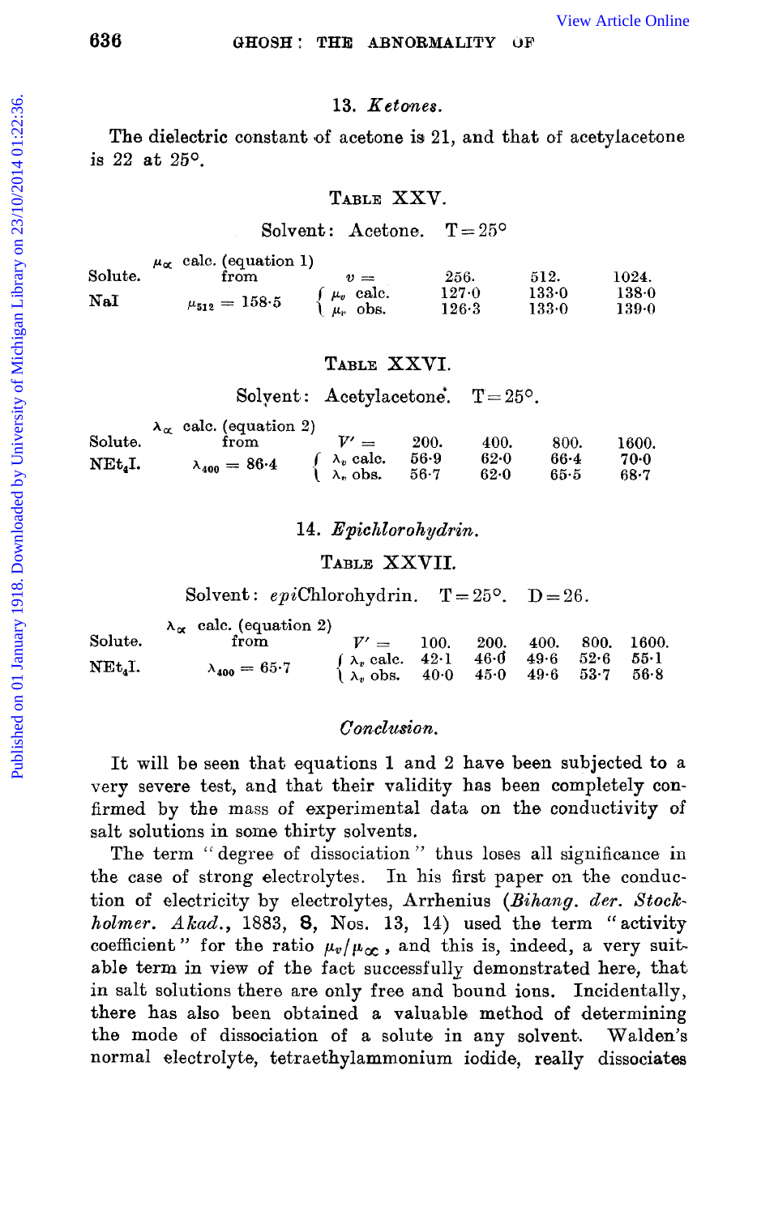### 13. *Ketones.*

The dielectric constant of acetone is 21, and that of acetylacetone is 22 at 25°.

TABLE XXV.

Solvent: Acetone. T = 25°

| Solute. | $\mu_\infty$ calc. (equation 1) from | $v =$ | 256. | 512. | 1024. |
|---|---|---|---|---|---|
| NaI | $\mu_{512} = 158{\cdot}5$ | $\mu_v$ calc. | 127·0 | 133·0 | 138·0 |
| | | $\mu_v$ obs. | 126·3 | 133·0 | 139·0 |

TABLE XXVI.

Solvent: Acetylacetone. T = 25°.

| Solute. | $\lambda_\infty$ calc. (equation 2) from | $V' =$ | 200. | 400. | 800. | 1600. |
|---|---|---|---|---|---|---|
| $NEt_4I$. | $\lambda_{400} = 86{\cdot}4$ | $\lambda_v$ calc. | 56·9 | 62·0 | 66·4 | 70·0 |
| | | $\lambda_v$ obs. | 56·7 | 62·0 | 65·5 | 68·7 |

### 14. *Epichlorohydrin.*

TABLE XXVII.

Solvent: *epi*Chlorohydrin. T = 25°. D = 26.

| Solute. | $\lambda_\infty$ calc. (equation 2) from | $V' =$ | 100. | 200. | 400. | 800. | 1600. |
|---|---|---|---|---|---|---|---|
| $NEt_4I$. | $\lambda_{400} = 65{\cdot}7$ | $\lambda_v$ calc. | 42·1 | 46·0 | 49·6 | 52·6 | 55·1 |
| | | $\lambda_v$ obs. | 40·0 | 45·0 | 49·6 | 53·7 | 56·8 |

### *Conclusion.*

It will be seen that equations 1 and 2 have been subjected to a very severe test, and that their validity has been completely confirmed by the mass of experimental data on the conductivity of salt solutions in some thirty solvents.

The term "degree of dissociation" thus loses all significance in the case of strong electrolytes. In his first paper on the conduction of electricity by electrolytes, Arrhenius (*Bihang. der. Stockholmer. Akad.*, 1883, **8**, Nos. 13, 14) used the term "activity coefficient" for the ratio $\mu_v/\mu_\infty$, and this is, indeed, a very suitable term in view of the fact successfully demonstrated here, that in salt solutions there are only free and bound ions. Incidentally, there has also been obtained a valuable method of determining the mode of dissociation of a solute in any solvent. Walden's normal electrolyte, tetraethylammonium iodide, really dissociates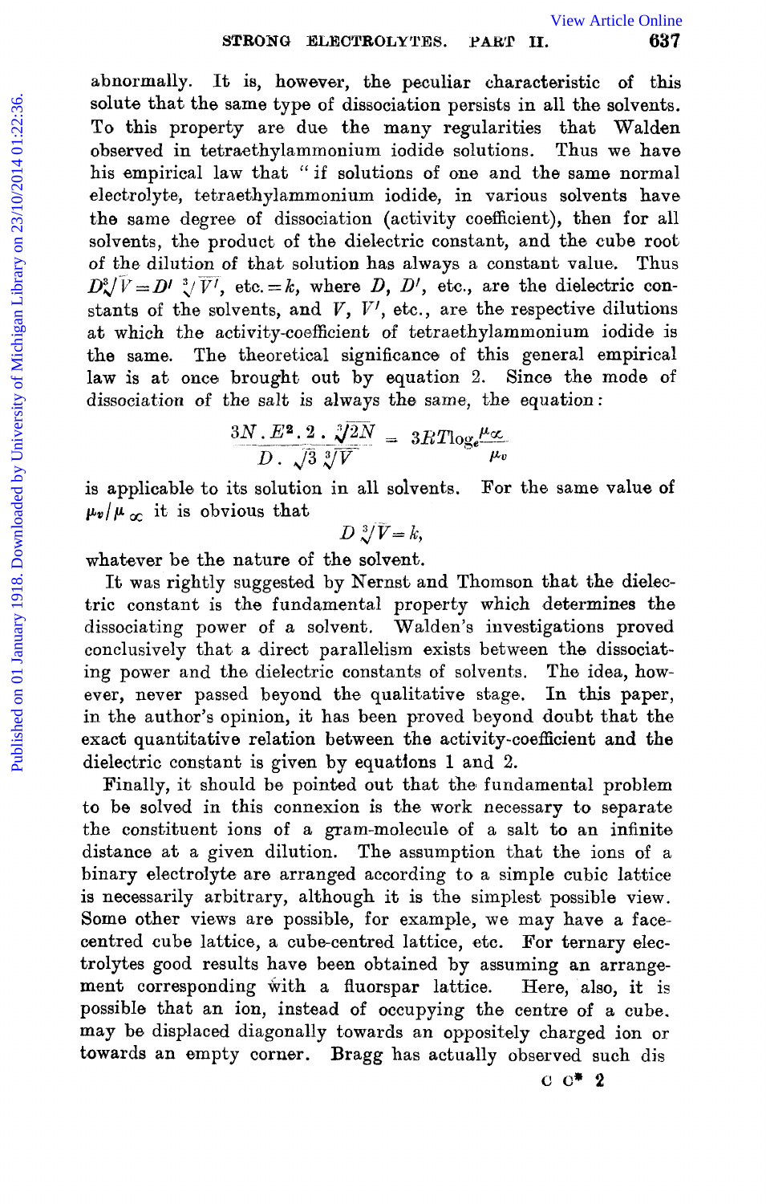abnormally. It is, however, the peculiar characteristic of this solute that the same type of dissociation persists in all the solvents. To this property are due the many regularities that Walden observed in tetraethylammonium iodide solutions. Thus we have his empirical law that "if solutions of one and the same normal electrolyte, tetraethylammonium iodide, in various solvents have the same degree of dissociation (activity coefficient), then for all solvents, the product of the dielectric constant, and the cube root of the dilution of that solution has always a constant value. Thus $D\sqrt[3]{V}=D'\sqrt[3]{V'}$, etc. $=k$, where $D$, $D'$, etc., are the dielectric constants of the solvents, and $V$, $V'$, etc., are the respective dilutions at which the activity-coefficient of tetraethylammonium iodide is the same. The theoretical significance of this general empirical law is at once brought out by equation 2. Since the mode of dissociation of the salt is always the same, the equation:

$$\frac{3N.E^2.2.\sqrt[3]{2N}}{D.\sqrt{3}\sqrt[3]{V}}=3RT\log_e\frac{\mu_\infty}{\mu_v}$$

is applicable to its solution in all solvents. For the same value of $\mu_v/\mu_\infty$ it is obvious that

$$D\sqrt[3]{V}=k,$$

whatever be the nature of the solvent.

It was rightly suggested by Nernst and Thomson that the dielectric constant is the fundamental property which determines the dissociating power of a solvent. Walden's investigations proved conclusively that a direct parallelism exists between the dissociating power and the dielectric constants of solvents. The idea, however, never passed beyond the qualitative stage. In this paper, in the author's opinion, it has been proved beyond doubt that the exact quantitative relation between the activity-coefficient and the dielectric constant is given by equations 1 and 2.

Finally, it should be pointed out that the fundamental problem to be solved in this connexion is the work necessary to separate the constituent ions of a gram-molecule of a salt to an infinite distance at a given dilution. The assumption that the ions of a binary electrolyte are arranged according to a simple cubic lattice is necessarily arbitrary, although it is the simplest possible view. Some other views are possible, for example, we may have a face-centred cube lattice, a cube-centred lattice, etc. For ternary electrolytes good results have been obtained by assuming an arrangement corresponding with a fluorspar lattice. Here, also, it is possible that an ion, instead of occupying the centre of a cube, may be displaced diagonally towards an oppositely charged ion or towards an empty corner. Bragg has actually observed such dis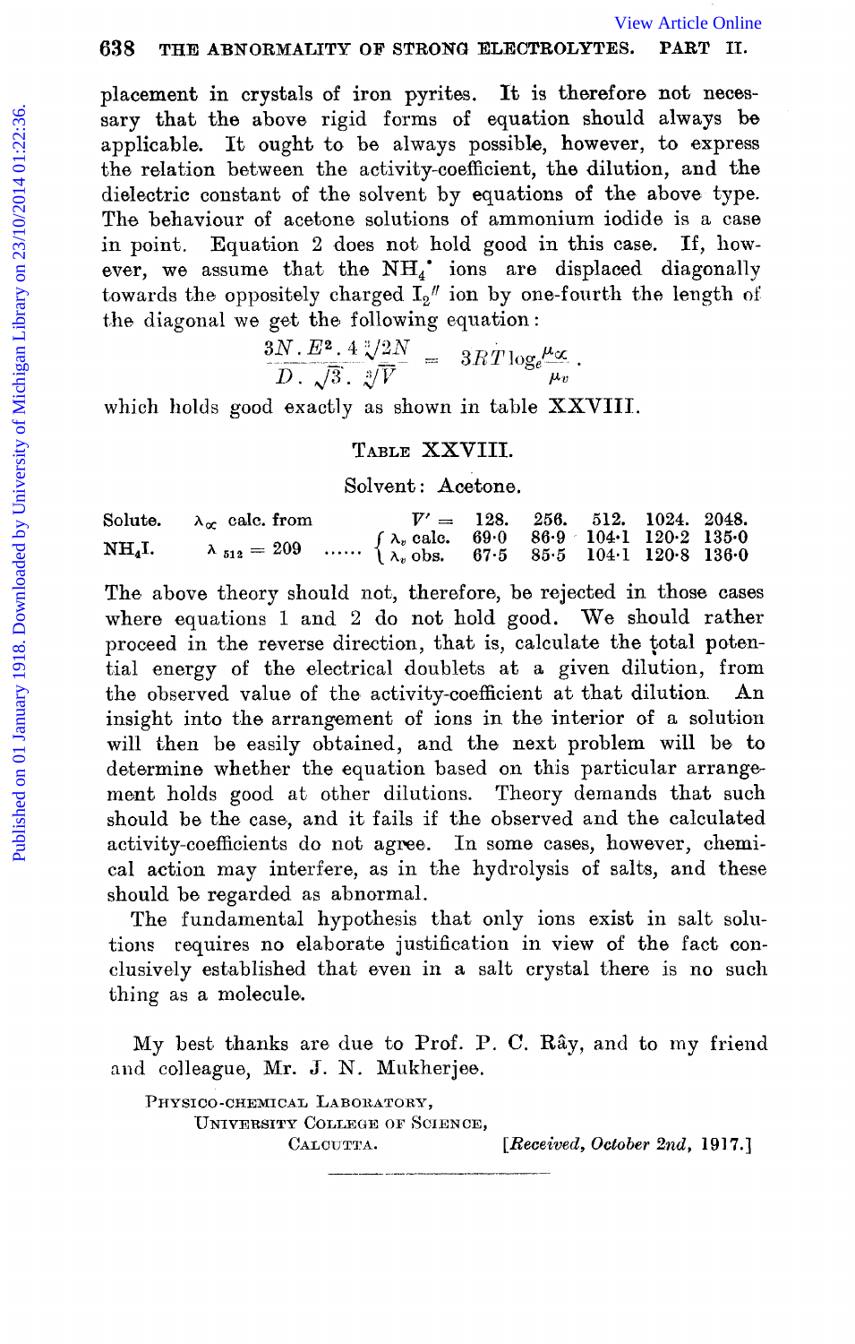placement in crystals of iron pyrites. It is therefore not necessary that the above rigid forms of equation should always be applicable. It ought to be always possible, however, to express the relation between the activity-coefficient, the dilution, and the dielectric constant of the solvent by equations of the above type. The behaviour of acetone solutions of ammonium iodide is a case in point. Equation 2 does not hold good in this case. If, however, we assume that the $NH_4^{\cdot}$ ions are displaced diagonally towards the oppositely charged $I_2''$ ion by one-fourth the length of the diagonal we get the following equation:

$$\frac{3N \cdot E^2 \cdot 4\sqrt[3]{2N}}{D \cdot \sqrt{3} \cdot \sqrt[3]{V}} = 3RT \log_e \frac{\mu_\infty}{\mu_v}.$$

which holds good exactly as shown in table XXVIII.

TABLE XXVIII.

Solvent: Acetone.

| Solute. | $\lambda_\infty$ calc. from | | $V' =$ | 128. | 256. | 512. | 1024. | 2048. |
|---|---|---|---|---|---|---|---|---|
| $NH_4I$. | $\lambda_{512} = 209$ | ...... | $\lambda_v$ calc. | 69·0 | 86·9 | 104·1 | 120·2 | 135·0 |
| | | | $\lambda_v$ obs. | 67·5 | 85·5 | 104·1 | 120·8 | 136·0 |

The above theory should not, therefore, be rejected in those cases where equations 1 and 2 do not hold good. We should rather proceed in the reverse direction, that is, calculate the total potential energy of the electrical doublets at a given dilution, from the observed value of the activity-coefficient at that dilution. An insight into the arrangement of ions in the interior of a solution will then be easily obtained, and the next problem will be to determine whether the equation based on this particular arrangement holds good at other dilutions. Theory demands that such should be the case, and it fails if the observed and the calculated activity-coefficients do not agree. In some cases, however, chemical action may interfere, as in the hydrolysis of salts, and these should be regarded as abnormal.

The fundamental hypothesis that only ions exist in salt solutions requires no elaborate justification in view of the fact conclusively established that even in a salt crystal there is no such thing as a molecule.

My best thanks are due to Prof. P. C. Rây, and to my friend and colleague, Mr. J. N. Mukherjee.

PHYSICO-CHEMICAL LABORATORY,
UNIVERSITY COLLEGE OF SCIENCE,
CALCUTTA.

*[Received, October 2nd, 1917.]*